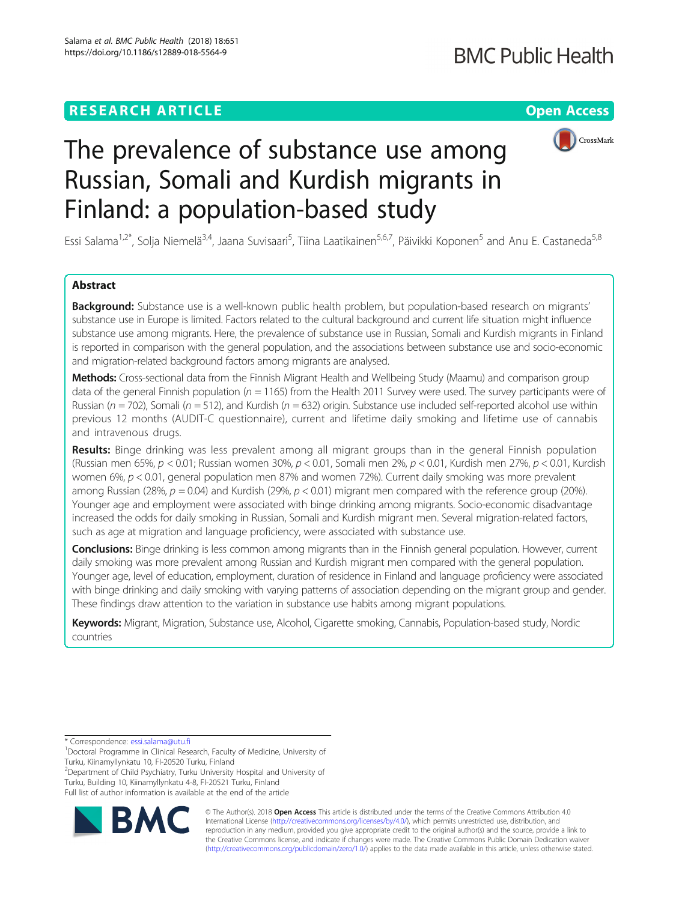RESEARCH ARTICLE

Open Access

# The prevalence of substance use among Russian, Somali and Kurdish migrants in Finland: a population-based study

Essi Salama[1,2*], Solja Niemelä[3,4], Jaana Suvisaari[5], Tiina Laatikainen[5,6,7], Päivikki Koponen[5] and Anu E. Castaneda[5,8]

## Abstract

**Background:** Substance use is a well-known public health problem, but population-based research on migrants' substance use in Europe is limited. Factors related to the cultural background and current life situation might influence substance use among migrants. Here, the prevalence of substance use in Russian, Somali and Kurdish migrants in Finland is reported in comparison with the general population, and the associations between substance use and socio-economic and migration-related background factors among migrants are analysed.

**Methods:** Cross-sectional data from the Finnish Migrant Health and Wellbeing Study (Maamu) and comparison group data of the general Finnish population ($n = 1165$) from the Health 2011 Survey were used. The survey participants were of Russian ($n = 702$), Somali ($n = 512$), and Kurdish ($n = 632$) origin. Substance use included self-reported alcohol use within previous 12 months (AUDIT-C questionnaire), current and lifetime daily smoking and lifetime use of cannabis and intravenous drugs.

**Results:** Binge drinking was less prevalent among all migrant groups than in the general Finnish population (Russian men 65%, $p < 0.01$; Russian women 30%, $p < 0.01$, Somali men 2%, $p < 0.01$, Kurdish men 27%, $p < 0.01$, Kurdish women 6%, $p < 0.01$, general population men 87% and women 72%). Current daily smoking was more prevalent among Russian (28%, $p = 0.04$) and Kurdish (29%, $p < 0.01$) migrant men compared with the reference group (20%). Younger age and employment were associated with binge drinking among migrants. Socio-economic disadvantage increased the odds for daily smoking in Russian, Somali and Kurdish migrant men. Several migration-related factors, such as age at migration and language proficiency, were associated with substance use.

**Conclusions:** Binge drinking is less common among migrants than in the Finnish general population. However, current daily smoking was more prevalent among Russian and Kurdish migrant men compared with the general population. Younger age, level of education, employment, duration of residence in Finland and language proficiency were associated with binge drinking and daily smoking with varying patterns of association depending on the migrant group and gender. These findings draw attention to the variation in substance use habits among migrant populations.

**Keywords:** Migrant, Migration, Substance use, Alcohol, Cigarette smoking, Cannabis, Population-based study, Nordic countries

---

\* Correspondence: essi.salama@utu.fi

[1]Doctoral Programme in Clinical Research, Faculty of Medicine, University of Turku, Kiinamyllynkatu 10, FI-20520 Turku, Finland

[2]Department of Child Psychiatry, Turku University Hospital and University of Turku, Building 10, Kiinamyllynkatu 4-8, FI-20521 Turku, Finland

Full list of author information is available at the end of the article

© The Author(s). 2018 **Open Access** This article is distributed under the terms of the Creative Commons Attribution 4.0 International License (http://creativecommons.org/licenses/by/4.0/), which permits unrestricted use, distribution, and reproduction in any medium, provided you give appropriate credit to the original author(s) and the source, provide a link to the Creative Commons license, and indicate if changes were made. The Creative Commons Public Domain Dedication waiver (http://creativecommons.org/publicdomain/zero/1.0/) applies to the data made available in this article, unless otherwise stated.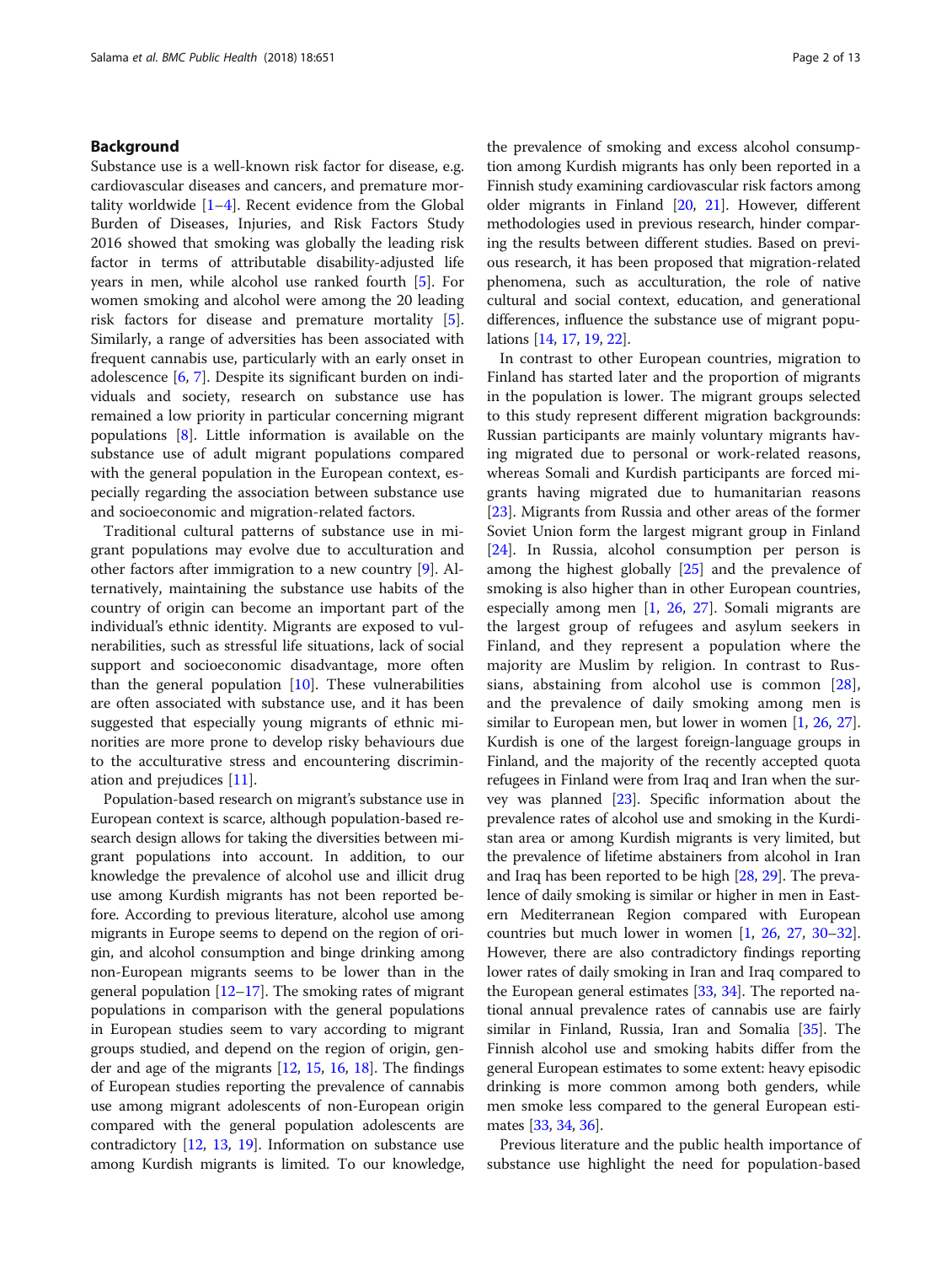## Background

Substance use is a well-known risk factor for disease, e.g. cardiovascular diseases and cancers, and premature mortality worldwide [1–4]. Recent evidence from the Global Burden of Diseases, Injuries, and Risk Factors Study 2016 showed that smoking was globally the leading risk factor in terms of attributable disability-adjusted life years in men, while alcohol use ranked fourth [5]. For women smoking and alcohol were among the 20 leading risk factors for disease and premature mortality [5]. Similarly, a range of adversities has been associated with frequent cannabis use, particularly with an early onset in adolescence [6, 7]. Despite its significant burden on individuals and society, research on substance use has remained a low priority in particular concerning migrant populations [8]. Little information is available on the substance use of adult migrant populations compared with the general population in the European context, especially regarding the association between substance use and socioeconomic and migration-related factors.

Traditional cultural patterns of substance use in migrant populations may evolve due to acculturation and other factors after immigration to a new country [9]. Alternatively, maintaining the substance use habits of the country of origin can become an important part of the individual's ethnic identity. Migrants are exposed to vulnerabilities, such as stressful life situations, lack of social support and socioeconomic disadvantage, more often than the general population [10]. These vulnerabilities are often associated with substance use, and it has been suggested that especially young migrants of ethnic minorities are more prone to develop risky behaviours due to the acculturative stress and encountering discrimination and prejudices [11].

Population-based research on migrant's substance use in European context is scarce, although population-based research design allows for taking the diversities between migrant populations into account. In addition, to our knowledge the prevalence of alcohol use and illicit drug use among Kurdish migrants has not been reported before. According to previous literature, alcohol use among migrants in Europe seems to depend on the region of origin, and alcohol consumption and binge drinking among non-European migrants seems to be lower than in the general population [12–17]. The smoking rates of migrant populations in comparison with the general populations in European studies seem to vary according to migrant groups studied, and depend on the region of origin, gender and age of the migrants [12, 15, 16, 18]. The findings of European studies reporting the prevalence of cannabis use among migrant adolescents of non-European origin compared with the general population adolescents are contradictory [12, 13, 19]. Information on substance use among Kurdish migrants is limited. To our knowledge, the prevalence of smoking and excess alcohol consumption among Kurdish migrants has only been reported in a Finnish study examining cardiovascular risk factors among older migrants in Finland [20, 21]. However, different methodologies used in previous research, hinder comparing the results between different studies. Based on previous research, it has been proposed that migration-related phenomena, such as acculturation, the role of native cultural and social context, education, and generational differences, influence the substance use of migrant populations [14, 17, 19, 22].

In contrast to other European countries, migration to Finland has started later and the proportion of migrants in the population is lower. The migrant groups selected to this study represent different migration backgrounds: Russian participants are mainly voluntary migrants having migrated due to personal or work-related reasons, whereas Somali and Kurdish participants are forced migrants having migrated due to humanitarian reasons [23]. Migrants from Russia and other areas of the former Soviet Union form the largest migrant group in Finland [24]. In Russia, alcohol consumption per person is among the highest globally [25] and the prevalence of smoking is also higher than in other European countries, especially among men [1, 26, 27]. Somali migrants are the largest group of refugees and asylum seekers in Finland, and they represent a population where the majority are Muslim by religion. In contrast to Russians, abstaining from alcohol use is common [28], and the prevalence of daily smoking among men is similar to European men, but lower in women [1, 26, 27]. Kurdish is one of the largest foreign-language groups in Finland, and the majority of the recently accepted quota refugees in Finland were from Iraq and Iran when the survey was planned [23]. Specific information about the prevalence rates of alcohol use and smoking in the Kurdistan area or among Kurdish migrants is very limited, but the prevalence of lifetime abstainers from alcohol in Iran and Iraq has been reported to be high [28, 29]. The prevalence of daily smoking is similar or higher in men in Eastern Mediterranean Region compared with European countries but much lower in women [1, 26, 27, 30–32]. However, there are also contradictory findings reporting lower rates of daily smoking in Iran and Iraq compared to the European general estimates [33, 34]. The reported national annual prevalence rates of cannabis use are fairly similar in Finland, Russia, Iran and Somalia [35]. The Finnish alcohol use and smoking habits differ from the general European estimates to some extent: heavy episodic drinking is more common among both genders, while men smoke less compared to the general European estimates [33, 34, 36].

Previous literature and the public health importance of substance use highlight the need for population-based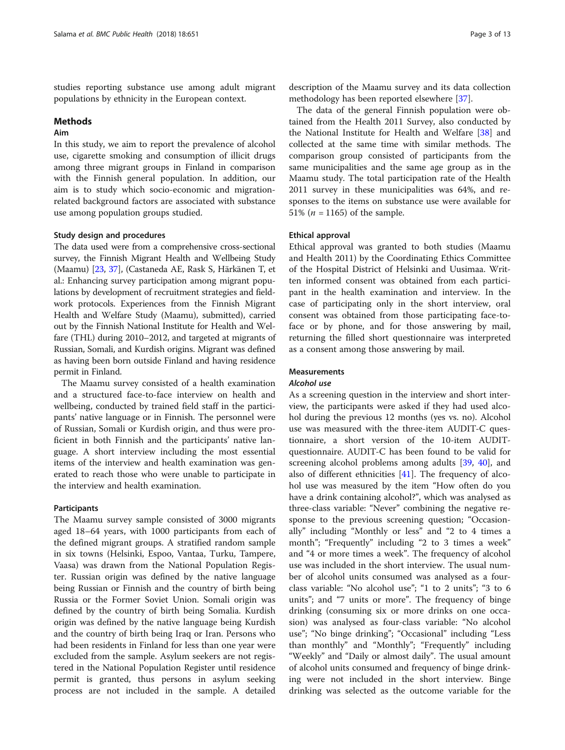studies reporting substance use among adult migrant populations by ethnicity in the European context.

## Methods

### Aim

In this study, we aim to report the prevalence of alcohol use, cigarette smoking and consumption of illicit drugs among three migrant groups in Finland in comparison with the Finnish general population. In addition, our aim is to study which socio-economic and migration-related background factors are associated with substance use among population groups studied.

### Study design and procedures

The data used were from a comprehensive cross-sectional survey, the Finnish Migrant Health and Wellbeing Study (Maamu) [23, 37], (Castaneda AE, Rask S, Härkänen T, et al.: Enhancing survey participation among migrant populations by development of recruitment strategies and fieldwork protocols. Experiences from the Finnish Migrant Health and Welfare Study (Maamu), submitted), carried out by the Finnish National Institute for Health and Welfare (THL) during 2010–2012, and targeted at migrants of Russian, Somali, and Kurdish origins. Migrant was defined as having been born outside Finland and having residence permit in Finland.

The Maamu survey consisted of a health examination and a structured face-to-face interview on health and wellbeing, conducted by trained field staff in the participants' native language or in Finnish. The personnel were of Russian, Somali or Kurdish origin, and thus were proficient in both Finnish and the participants' native language. A short interview including the most essential items of the interview and health examination was generated to reach those who were unable to participate in the interview and health examination.

### Participants

The Maamu survey sample consisted of 3000 migrants aged 18–64 years, with 1000 participants from each of the defined migrant groups. A stratified random sample in six towns (Helsinki, Espoo, Vantaa, Turku, Tampere, Vaasa) was drawn from the National Population Register. Russian origin was defined by the native language being Russian or Finnish and the country of birth being Russia or the Former Soviet Union. Somali origin was defined by the country of birth being Somalia. Kurdish origin was defined by the native language being Kurdish and the country of birth being Iraq or Iran. Persons who had been residents in Finland for less than one year were excluded from the sample. Asylum seekers are not registered in the National Population Register until residence permit is granted, thus persons in asylum seeking process are not included in the sample. A detailed description of the Maamu survey and its data collection methodology has been reported elsewhere [37].

The data of the general Finnish population were obtained from the Health 2011 Survey, also conducted by the National Institute for Health and Welfare [38] and collected at the same time with similar methods. The comparison group consisted of participants from the same municipalities and the same age group as in the Maamu study. The total participation rate of the Health 2011 survey in these municipalities was 64%, and responses to the items on substance use were available for 51% ($n$ = 1165) of the sample.

### Ethical approval

Ethical approval was granted to both studies (Maamu and Health 2011) by the Coordinating Ethics Committee of the Hospital District of Helsinki and Uusimaa. Written informed consent was obtained from each participant in the health examination and interview. In the case of participating only in the short interview, oral consent was obtained from those participating face-to-face or by phone, and for those answering by mail, returning the filled short questionnaire was interpreted as a consent among those answering by mail.

### Measurements

#### *Alcohol use*

As a screening question in the interview and short interview, the participants were asked if they had used alcohol during the previous 12 months (yes vs. no). Alcohol use was measured with the three-item AUDIT-C questionnaire, a short version of the 10-item AUDIT-questionnaire. AUDIT-C has been found to be valid for screening alcohol problems among adults [39, 40], and also of different ethnicities [41]. The frequency of alcohol use was measured by the item "How often do you have a drink containing alcohol?", which was analysed as three-class variable: "Never" combining the negative response to the previous screening question; "Occasionally" including "Monthly or less" and "2 to 4 times a month"; "Frequently" including "2 to 3 times a week" and "4 or more times a week". The frequency of alcohol use was included in the short interview. The usual number of alcohol units consumed was analysed as a four-class variable: "No alcohol use"; "1 to 2 units"; "3 to 6 units"; and "7 units or more". The frequency of binge drinking (consuming six or more drinks on one occasion) was analysed as four-class variable: "No alcohol use"; "No binge drinking"; "Occasional" including "Less than monthly" and "Monthly"; "Frequently" including "Weekly" and "Daily or almost daily". The usual amount of alcohol units consumed and frequency of binge drinking were not included in the short interview. Binge drinking was selected as the outcome variable for the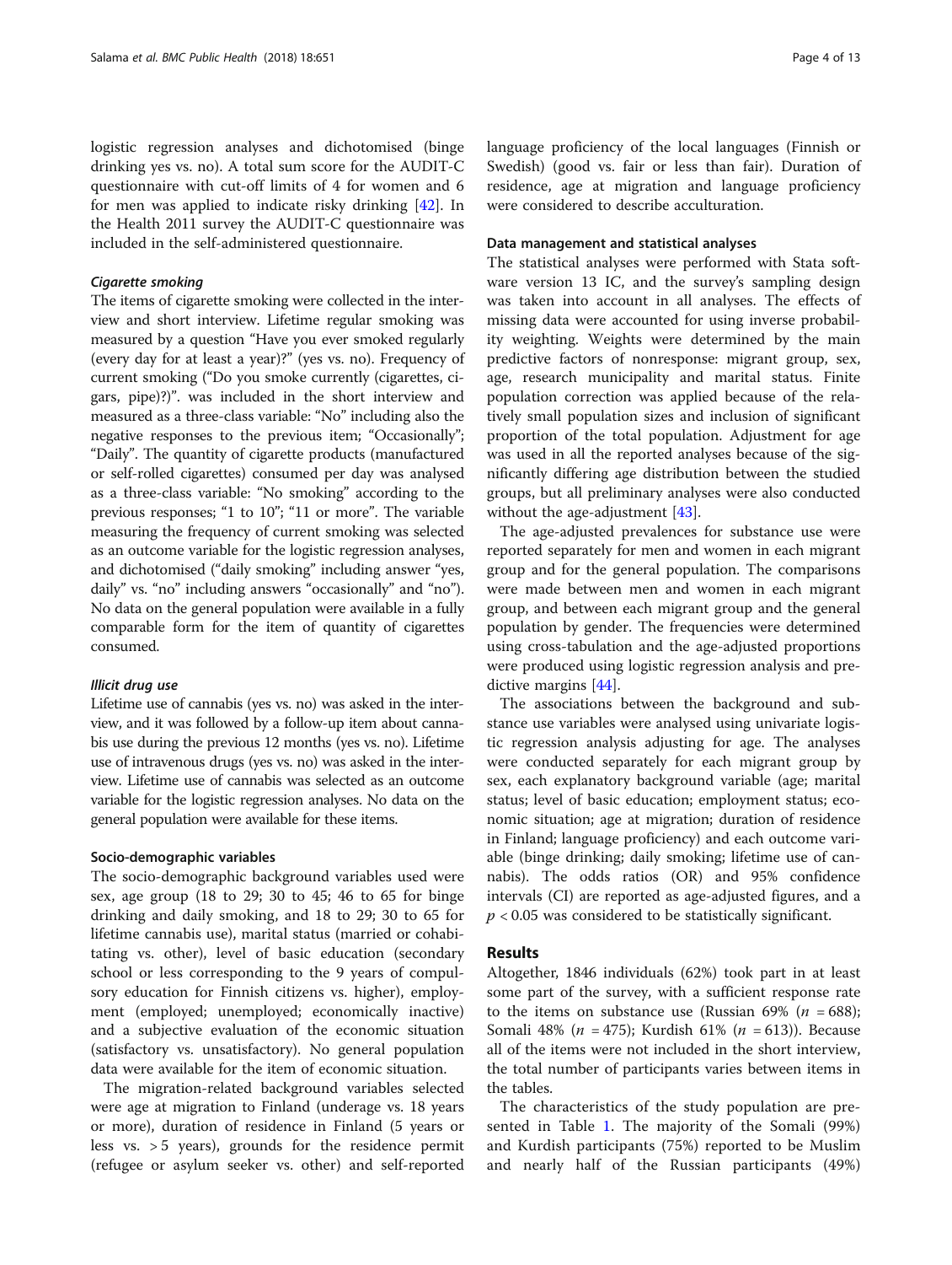logistic regression analyses and dichotomised (binge drinking yes vs. no). A total sum score for the AUDIT-C questionnaire with cut-off limits of 4 for women and 6 for men was applied to indicate risky drinking [42]. In the Health 2011 survey the AUDIT-C questionnaire was included in the self-administered questionnaire.

#### *Cigarette smoking*

The items of cigarette smoking were collected in the interview and short interview. Lifetime regular smoking was measured by a question "Have you ever smoked regularly (every day for at least a year)?" (yes vs. no). Frequency of current smoking ("Do you smoke currently (cigarettes, cigars, pipe)?)". was included in the short interview and measured as a three-class variable: "No" including also the negative responses to the previous item; "Occasionally"; "Daily". The quantity of cigarette products (manufactured or self-rolled cigarettes) consumed per day was analysed as a three-class variable: "No smoking" according to the previous responses; "1 to 10"; "11 or more". The variable measuring the frequency of current smoking was selected as an outcome variable for the logistic regression analyses, and dichotomised ("daily smoking" including answer "yes, daily" vs. "no" including answers "occasionally" and "no"). No data on the general population were available in a fully comparable form for the item of quantity of cigarettes consumed.

#### *Illicit drug use*

Lifetime use of cannabis (yes vs. no) was asked in the interview, and it was followed by a follow-up item about cannabis use during the previous 12 months (yes vs. no). Lifetime use of intravenous drugs (yes vs. no) was asked in the interview. Lifetime use of cannabis was selected as an outcome variable for the logistic regression analyses. No data on the general population were available for these items.

### Socio-demographic variables

The socio-demographic background variables used were sex, age group (18 to 29; 30 to 45; 46 to 65 for binge drinking and daily smoking, and 18 to 29; 30 to 65 for lifetime cannabis use), marital status (married or cohabitating vs. other), level of basic education (secondary school or less corresponding to the 9 years of compulsory education for Finnish citizens vs. higher), employment (employed; unemployed; economically inactive) and a subjective evaluation of the economic situation (satisfactory vs. unsatisfactory). No general population data were available for the item of economic situation.

The migration-related background variables selected were age at migration to Finland (underage vs. 18 years or more), duration of residence in Finland (5 years or less vs. > 5 years), grounds for the residence permit (refugee or asylum seeker vs. other) and self-reported language proficiency of the local languages (Finnish or Swedish) (good vs. fair or less than fair). Duration of residence, age at migration and language proficiency were considered to describe acculturation.

### Data management and statistical analyses

The statistical analyses were performed with Stata software version 13 IC, and the survey's sampling design was taken into account in all analyses. The effects of missing data were accounted for using inverse probability weighting. Weights were determined by the main predictive factors of nonresponse: migrant group, sex, age, research municipality and marital status. Finite population correction was applied because of the relatively small population sizes and inclusion of significant proportion of the total population. Adjustment for age was used in all the reported analyses because of the significantly differing age distribution between the studied groups, but all preliminary analyses were also conducted without the age-adjustment [43].

The age-adjusted prevalences for substance use were reported separately for men and women in each migrant group and for the general population. The comparisons were made between men and women in each migrant group, and between each migrant group and the general population by gender. The frequencies were determined using cross-tabulation and the age-adjusted proportions were produced using logistic regression analysis and predictive margins [44].

The associations between the background and substance use variables were analysed using univariate logistic regression analysis adjusting for age. The analyses were conducted separately for each migrant group by sex, each explanatory background variable (age; marital status; level of basic education; employment status; economic situation; age at migration; duration of residence in Finland; language proficiency) and each outcome variable (binge drinking; daily smoking; lifetime use of cannabis). The odds ratios (OR) and 95% confidence intervals (CI) are reported as age-adjusted figures, and a $p < 0.05$ was considered to be statistically significant.

## Results

Altogether, 1846 individuals (62%) took part in at least some part of the survey, with a sufficient response rate to the items on substance use (Russian 69% ($n$ = 688); Somali 48% ($n$ = 475); Kurdish 61% ($n$ = 613)). Because all of the items were not included in the short interview, the total number of participants varies between items in the tables.

The characteristics of the study population are presented in Table 1. The majority of the Somali (99%) and Kurdish participants (75%) reported to be Muslim and nearly half of the Russian participants (49%)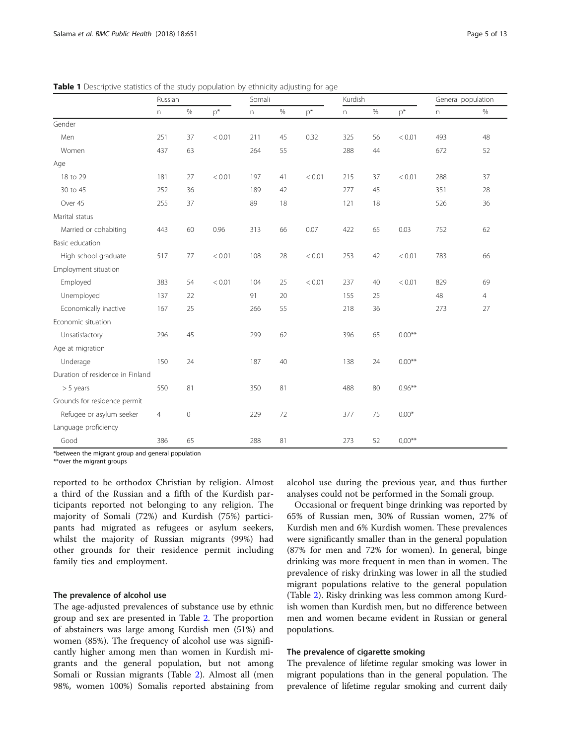**Table 1** Descriptive statistics of the study population by ethnicity adjusting for age

| | Russian | | | Somali | | | Kurdish | | | General population | |
|---|---|---|---|---|---|---|---|---|---|---|---|
| | n | % | p* | n | % | p* | n | % | p* | n | % |
| Gender | | | | | | | | | | | |
| Men | 251 | 37 | < 0.01 | 211 | 45 | 0.32 | 325 | 56 | < 0.01 | 493 | 48 |
| Women | 437 | 63 | | 264 | 55 | | 288 | 44 | | 672 | 52 |
| Age | | | | | | | | | | | |
| 18 to 29 | 181 | 27 | < 0.01 | 197 | 41 | < 0.01 | 215 | 37 | < 0.01 | 288 | 37 |
| 30 to 45 | 252 | 36 | | 189 | 42 | | 277 | 45 | | 351 | 28 |
| Over 45 | 255 | 37 | | 89 | 18 | | 121 | 18 | | 526 | 36 |
| Marital status | | | | | | | | | | | |
| Married or cohabiting | 443 | 60 | 0.96 | 313 | 66 | 0.07 | 422 | 65 | 0.03 | 752 | 62 |
| Basic education | | | | | | | | | | | |
| High school graduate | 517 | 77 | < 0.01 | 108 | 28 | < 0.01 | 253 | 42 | < 0.01 | 783 | 66 |
| Employment situation | | | | | | | | | | | |
| Employed | 383 | 54 | < 0.01 | 104 | 25 | < 0.01 | 237 | 40 | < 0.01 | 829 | 69 |
| Unemployed | 137 | 22 | | 91 | 20 | | 155 | 25 | | 48 | 4 |
| Economically inactive | 167 | 25 | | 266 | 55 | | 218 | 36 | | 273 | 27 |
| Economic situation | | | | | | | | | | | |
| Unsatisfactory | 296 | 45 | | 299 | 62 | | 396 | 65 | 0.00** | | |
| Age at migration | | | | | | | | | | | |
| Underage | 150 | 24 | | 187 | 40 | | 138 | 24 | 0.00** | | |
| Duration of residence in Finland | | | | | | | | | | | |
| > 5 years | 550 | 81 | | 350 | 81 | | 488 | 80 | 0.96** | | |
| Grounds for residence permit | | | | | | | | | | | |
| Refugee or asylum seeker | 4 | 0 | | 229 | 72 | | 377 | 75 | 0.00* | | |
| Language proficiency | | | | | | | | | | | |
| Good | 386 | 65 | | 288 | 81 | | 273 | 52 | 0,00** | | |

*between the migrant group and general population
**over the migrant groups

reported to be orthodox Christian by religion. Almost a third of the Russian and a fifth of the Kurdish participants reported not belonging to any religion. The majority of Somali (72%) and Kurdish (75%) participants had migrated as refugees or asylum seekers, whilst the majority of Russian migrants (99%) had other grounds for their residence permit including family ties and employment.

### The prevalence of alcohol use

The age-adjusted prevalences of substance use by ethnic group and sex are presented in Table 2. The proportion of abstainers was large among Kurdish men (51%) and women (85%). The frequency of alcohol use was significantly higher among men than women in Kurdish migrants and the general population, but not among Somali or Russian migrants (Table 2). Almost all (men 98%, women 100%) Somalis reported abstaining from alcohol use during the previous year, and thus further analyses could not be performed in the Somali group.

Occasional or frequent binge drinking was reported by 65% of Russian men, 30% of Russian women, 27% of Kurdish men and 6% Kurdish women. These prevalences were significantly smaller than in the general population (87% for men and 72% for women). In general, binge drinking was more frequent in men than in women. The prevalence of risky drinking was lower in all the studied migrant populations relative to the general population (Table 2). Risky drinking was less common among Kurdish women than Kurdish men, but no difference between men and women became evident in Russian or general populations.

### The prevalence of cigarette smoking

The prevalence of lifetime regular smoking was lower in migrant populations than in the general population. The prevalence of lifetime regular smoking and current daily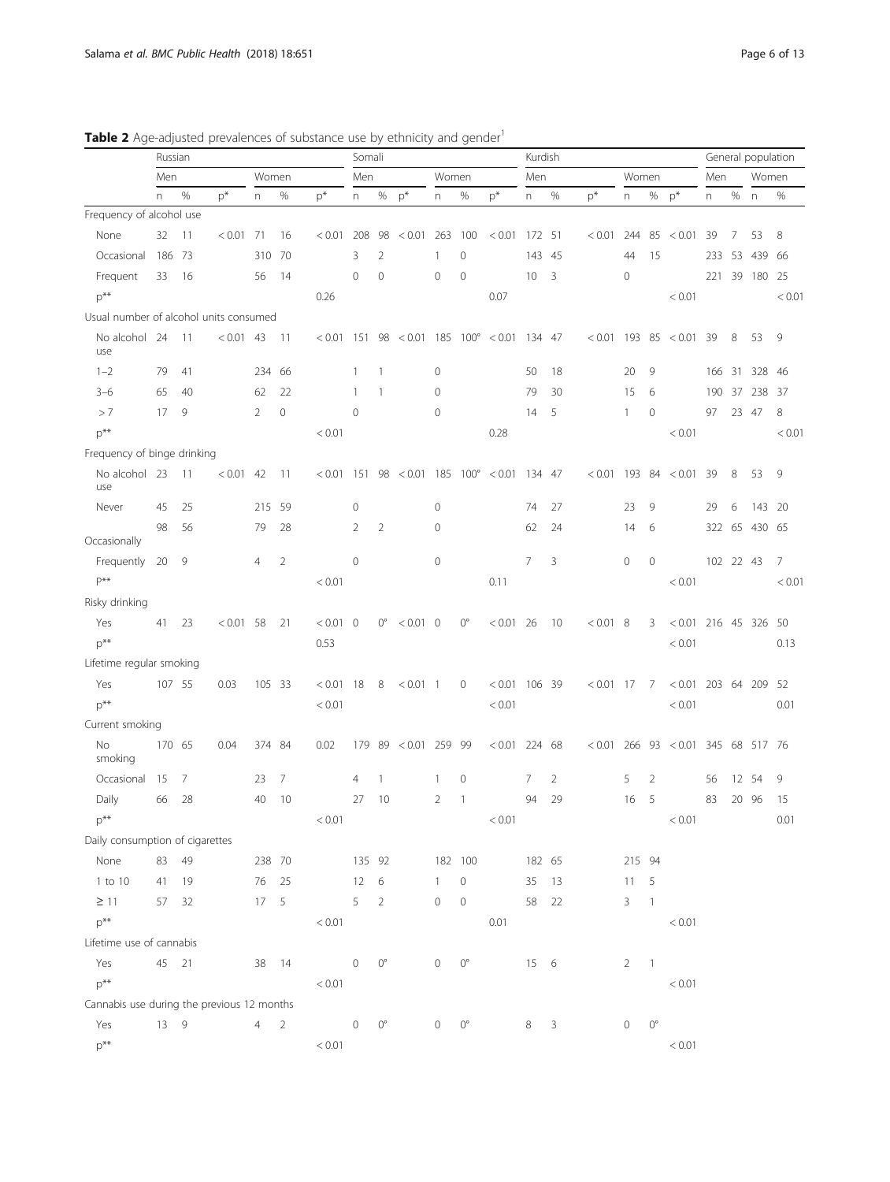**Table 2** Age-adjusted prevalences of substance use by ethnicity and gender[1]

| | Russian | | | | | | Somali | | | | | | Kurdish | | | | | | General population | | | |
|---|---|---|---|---|---|---|---|---|---|---|---|---|---|---|---|---|---|---|---|---|---|---|
| | Men | | | Women | | | Men | | | Women | | | Men | | | Women | | | Men | | Women | |
| | n | % | p* | n | % | p* | n | % | p* | n | % | p* | n | % | p* | n | % | p* | n | % | n | % |
| Frequency of alcohol use | | | | | | | | | | | | | | | | | | | | | | |
| None | 32 | 11 | < 0.01 | 71 | 16 | < 0.01 | 208 | 98 | < 0.01 | 263 | 100 | < 0.01 | 172 | 51 | < 0.01 | 244 | 85 | < 0.01 | 39 | 7 | 53 | 8 |
| Occasional | 186 | 73 | | 310 | 70 | | 3 | 2 | | 1 | 0 | | 143 | 45 | | 44 | 15 | | 233 | 53 | 439 | 66 |
| Frequent | 33 | 16 | | 56 | 14 | | 0 | 0 | | 0 | 0 | | 10 | 3 | | 0 | | | 221 | 39 | 180 | 25 |
| p** | | | | | | 0.26 | | | | | | 0.07 | | | | | | < 0.01 | | | | < 0.01 |
| Usual number of alcohol units consumed | | | | | | | | | | | | | | | | | | | | | | |
| No alcohol use | 24 | 11 | < 0.01 | 43 | 11 | < 0.01 | 151 | 98 | < 0.01 | 185 | 100° | < 0.01 | 134 | 47 | < 0.01 | 193 | 85 | < 0.01 | 39 | 8 | 53 | 9 |
| 1–2 | 79 | 41 | | 234 | 66 | | 1 | 1 | | 0 | | | 50 | 18 | | 20 | 9 | | 166 | 31 | 328 | 46 |
| 3–6 | 65 | 40 | | 62 | 22 | | 1 | 1 | | 0 | | | 79 | 30 | | 15 | 6 | | 190 | 37 | 238 | 37 |
| > 7 | 17 | 9 | | 2 | 0 | | 0 | | | 0 | | | 14 | 5 | | 1 | 0 | | 97 | 23 | 47 | 8 |
| p** | | | | | | < 0.01 | | | | | | 0.28 | | | | | | < 0.01 | | | | < 0.01 |
| Frequency of binge drinking | | | | | | | | | | | | | | | | | | | | | | |
| No alcohol use | 23 | 11 | < 0.01 | 42 | 11 | < 0.01 | 151 | 98 | < 0.01 | 185 | 100° | < 0.01 | 134 | 47 | < 0.01 | 193 | 84 | < 0.01 | 39 | 8 | 53 | 9 |
| Never | 45 | 25 | | 215 | 59 | | 0 | | | 0 | | | 74 | 27 | | 23 | 9 | | 29 | 6 | 143 | 20 |
| Occasionally | 98 | 56 | | 79 | 28 | | 2 | 2 | | 0 | | | 62 | 24 | | 14 | 6 | | 322 | 65 | 430 | 65 |
| Frequently | 20 | 9 | | 4 | 2 | | 0 | | | 0 | | | 7 | 3 | | 0 | 0 | | 102 | 22 | 43 | 7 |
| P** | | | | | | < 0.01 | | | | | | 0.11 | | | | | | < 0.01 | | | | < 0.01 |
| Risky drinking | | | | | | | | | | | | | | | | | | | | | | |
| Yes | 41 | 23 | < 0.01 | 58 | 21 | < 0.01 | 0 | 0° | < 0.01 | 0 | 0° | < 0.01 | 26 | 10 | < 0.01 | 8 | 3 | < 0.01 | 216 | 45 | 326 | 50 |
| p** | | | | | | 0.53 | | | | | | | | | | | | < 0.01 | | | | 0.13 |
| Lifetime regular smoking | | | | | | | | | | | | | | | | | | | | | | |
| Yes | 107 | 55 | 0.03 | 105 | 33 | < 0.01 | 18 | 8 | < 0.01 | 1 | 0 | < 0.01 | 106 | 39 | < 0.01 | 17 | 7 | < 0.01 | 203 | 64 | 209 | 52 |
| p** | | | | | | < 0.01 | | | | | | < 0.01 | | | | | | < 0.01 | | | | 0.01 |
| Current smoking | | | | | | | | | | | | | | | | | | | | | | |
| No smoking | 170 | 65 | 0.04 | 374 | 84 | 0.02 | 179 | 89 | < 0.01 | 259 | 99 | < 0.01 | 224 | 68 | < 0.01 | 266 | 93 | < 0.01 | 345 | 68 | 517 | 76 |
| Occasional | 15 | 7 | | 23 | 7 | | 4 | 1 | | 1 | 0 | | 7 | 2 | | 5 | 2 | | 56 | 12 | 54 | 9 |
| Daily | 66 | 28 | | 40 | 10 | | 27 | 10 | | 2 | 1 | | 94 | 29 | | 16 | 5 | | 83 | 20 | 96 | 15 |
| p** | | | | | | < 0.01 | | | | | | < 0.01 | | | | | | < 0.01 | | | | 0.01 |
| Daily consumption of cigarettes | | | | | | | | | | | | | | | | | | | | | | |
| None | 83 | 49 | | 238 | 70 | | 135 | 92 | | 182 | 100 | | 182 | 65 | | 215 | 94 | | | | | |
| 1 to 10 | 41 | 19 | | 76 | 25 | | 12 | 6 | | 1 | 0 | | 35 | 13 | | 11 | 5 | | | | | |
| ≥ 11 | 57 | 32 | | 17 | 5 | | 5 | 2 | | 0 | 0 | | 58 | 22 | | 3 | 1 | | | | | |
| p** | | | | | | < 0.01 | | | | | | 0.01 | | | | | | < 0.01 | | | | |
| Lifetime use of cannabis | | | | | | | | | | | | | | | | | | | | | | |
| Yes | 45 | 21 | | 38 | 14 | | 0 | 0° | | 0 | 0° | | 15 | 6 | | 2 | 1 | | | | | |
| p** | | | | | | < 0.01 | | | | | | | | | | | | < 0.01 | | | | |
| Cannabis use during the previous 12 months | | | | | | | | | | | | | | | | | | | | | | |
| Yes | 13 | 9 | | 4 | 2 | | 0 | 0° | | 0 | 0° | | 8 | 3 | | 0 | 0° | | | | | |
| p** | | | | | | < 0.01 | | | | | | | | | | | | < 0.01 | | | | |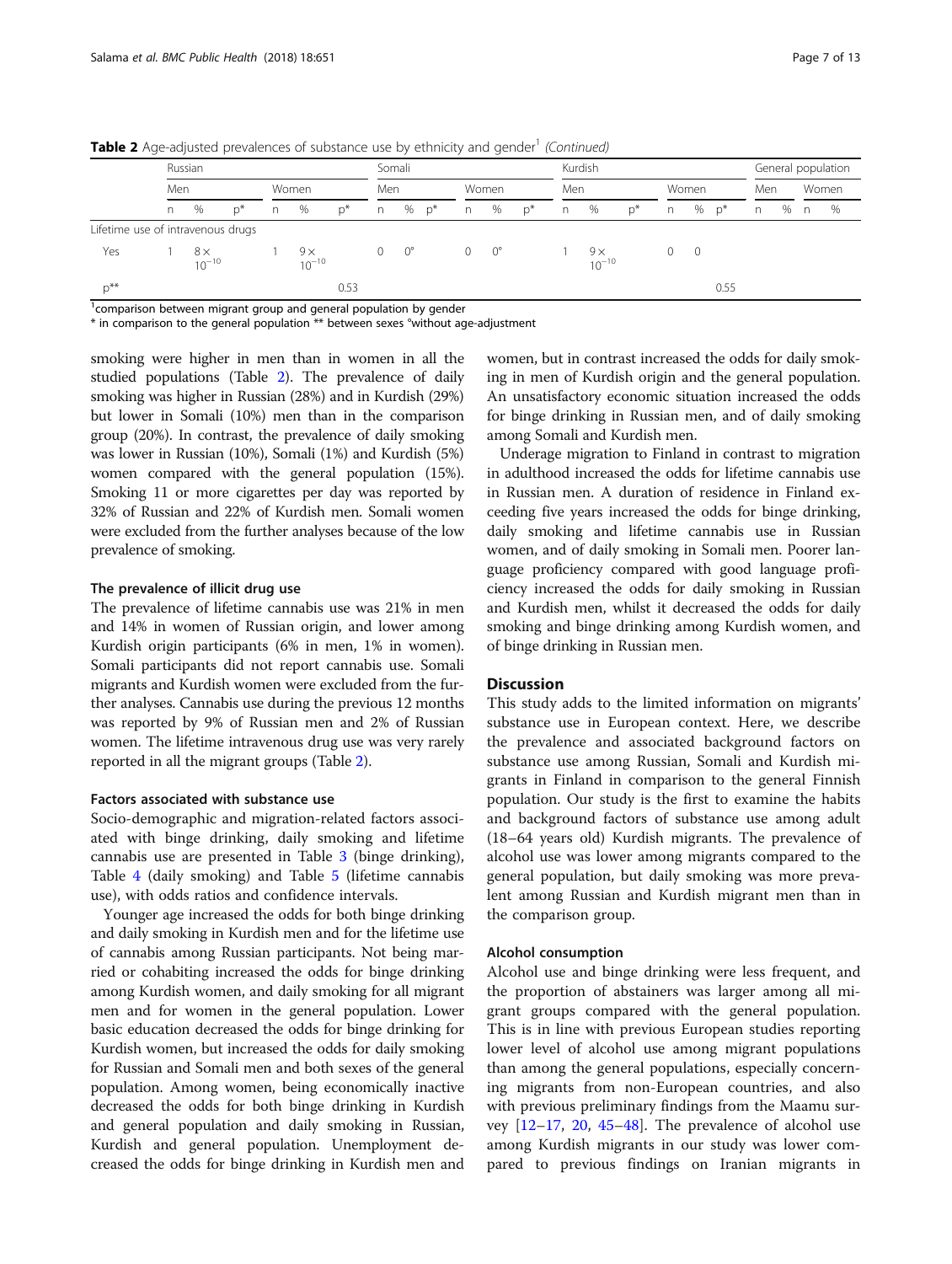**Table 2** Age-adjusted prevalences of substance use by ethnicity and gender[1] *(Continued)*

| | Russian | | | | | | Somali | | | | | | Kurdish | | | | | | General population | | | |
|---|---|---|---|---|---|---|---|---|---|---|---|---|---|---|---|---|---|---|---|---|---|---|
| | Men | | | Women | | | Men | | | Women | | | Men | | | Women | | | Men | | Women | |
| | n | % | p* | n | % | p* | n | % | p* | n | % | p* | n | % | p* | n | % | p* | n | % | n | % |
| Lifetime use of intravenous drugs | | | | | | | | | | | | | | | | | | | | | | |
| Yes | 1 | $8 \times 10^{-10}$ | | 1 | $9 \times 10^{-10}$ | | 0 | 0° | | 0 | 0° | | 1 | $9 \times 10^{-10}$ | | 0 | 0 | | | | | |
| p** | | | | | | 0.53 | | | | | | | | | | | | 0.55 | | | | |

[1]comparison between migrant group and general population by gender
\* in comparison to the general population \*\* between sexes °without age-adjustment

smoking were higher in men than in women in all the studied populations (Table 2). The prevalence of daily smoking was higher in Russian (28%) and in Kurdish (29%) but lower in Somali (10%) men than in the comparison group (20%). In contrast, the prevalence of daily smoking was lower in Russian (10%), Somali (1%) and Kurdish (5%) women compared with the general population (15%). Smoking 11 or more cigarettes per day was reported by 32% of Russian and 22% of Kurdish men. Somali women were excluded from the further analyses because of the low prevalence of smoking.

#### The prevalence of illicit drug use

The prevalence of lifetime cannabis use was 21% in men and 14% in women of Russian origin, and lower among Kurdish origin participants (6% in men, 1% in women). Somali participants did not report cannabis use. Somali migrants and Kurdish women were excluded from the further analyses. Cannabis use during the previous 12 months was reported by 9% of Russian men and 2% of Russian women. The lifetime intravenous drug use was very rarely reported in all the migrant groups (Table 2).

#### Factors associated with substance use

Socio-demographic and migration-related factors associated with binge drinking, daily smoking and lifetime cannabis use are presented in Table 3 (binge drinking), Table 4 (daily smoking) and Table 5 (lifetime cannabis use), with odds ratios and confidence intervals.

Younger age increased the odds for both binge drinking and daily smoking in Kurdish men and for the lifetime use of cannabis among Russian participants. Not being married or cohabiting increased the odds for binge drinking among Kurdish women, and daily smoking for all migrant men and for women in the general population. Lower basic education decreased the odds for binge drinking for Kurdish women, but increased the odds for daily smoking for Russian and Somali men and both sexes of the general population. Among women, being economically inactive decreased the odds for both binge drinking in Kurdish and general population and daily smoking in Russian, Kurdish and general population. Unemployment decreased the odds for binge drinking in Kurdish men and women, but in contrast increased the odds for daily smoking in men of Kurdish origin and the general population. An unsatisfactory economic situation increased the odds for binge drinking in Russian men, and of daily smoking among Somali and Kurdish men.

Underage migration to Finland in contrast to migration in adulthood increased the odds for lifetime cannabis use in Russian men. A duration of residence in Finland exceeding five years increased the odds for binge drinking, daily smoking and lifetime cannabis use in Russian women, and of daily smoking in Somali men. Poorer language proficiency compared with good language proficiency increased the odds for daily smoking in Russian and Kurdish men, whilst it decreased the odds for daily smoking and binge drinking among Kurdish women, and of binge drinking in Russian men.

## Discussion

This study adds to the limited information on migrants' substance use in European context. Here, we describe the prevalence and associated background factors on substance use among Russian, Somali and Kurdish migrants in Finland in comparison to the general Finnish population. Our study is the first to examine the habits and background factors of substance use among adult (18–64 years old) Kurdish migrants. The prevalence of alcohol use was lower among migrants compared to the general population, but daily smoking was more prevalent among Russian and Kurdish migrant men than in the comparison group.

#### Alcohol consumption

Alcohol use and binge drinking were less frequent, and the proportion of abstainers was larger among all migrant groups compared with the general population. This is in line with previous European studies reporting lower level of alcohol use among migrant populations than among the general populations, especially concerning migrants from non-European countries, and also with previous preliminary findings from the Maamu survey [12–17, 20, 45–48]. The prevalence of alcohol use among Kurdish migrants in our study was lower compared to previous findings on Iranian migrants in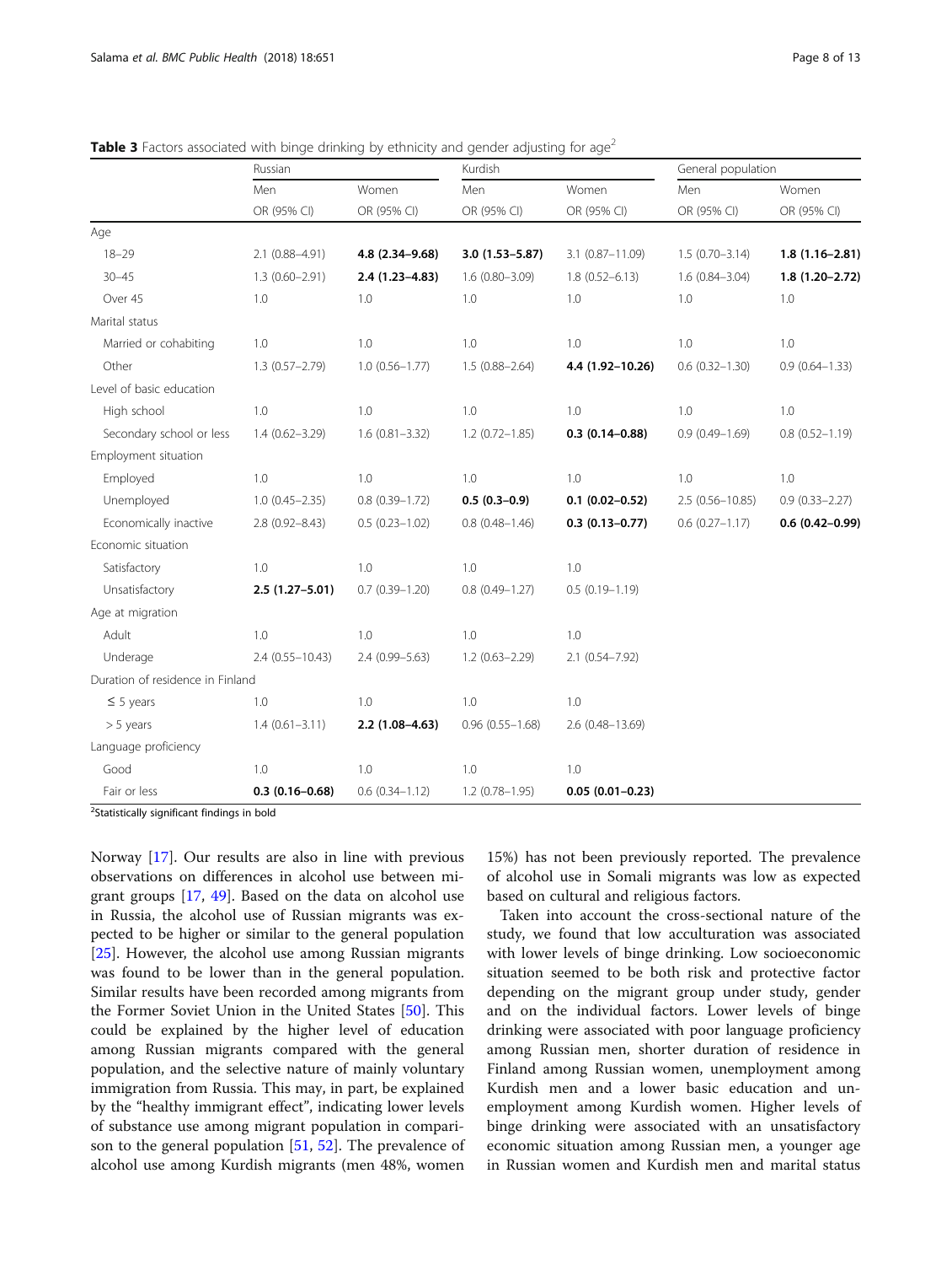**Table 3** Factors associated with binge drinking by ethnicity and gender adjusting for age[2]

| | Russian | | Kurdish | | General population | |
|---|---|---|---|---|---|---|
| | Men | Women | Men | Women | Men | Women |
| | OR (95% CI) | OR (95% CI) | OR (95% CI) | OR (95% CI) | OR (95% CI) | OR (95% CI) |
| Age | | | | | | |
| 18–29 | 2.1 (0.88–4.91) | **4.8 (2.34–9.68)** | **3.0 (1.53–5.87)** | 3.1 (0.87–11.09) | 1.5 (0.70–3.14) | **1.8 (1.16–2.81)** |
| 30–45 | 1.3 (0.60–2.91) | **2.4 (1.23–4.83)** | 1.6 (0.80–3.09) | 1.8 (0.52–6.13) | 1.6 (0.84–3.04) | **1.8 (1.20–2.72)** |
| Over 45 | 1.0 | 1.0 | 1.0 | 1.0 | 1.0 | 1.0 |
| Marital status | | | | | | |
| Married or cohabiting | 1.0 | 1.0 | 1.0 | 1.0 | 1.0 | 1.0 |
| Other | 1.3 (0.57–2.79) | 1.0 (0.56–1.77) | 1.5 (0.88–2.64) | **4.4 (1.92–10.26)** | 0.6 (0.32–1.30) | 0.9 (0.64–1.33) |
| Level of basic education | | | | | | |
| High school | 1.0 | 1.0 | 1.0 | 1.0 | 1.0 | 1.0 |
| Secondary school or less | 1.4 (0.62–3.29) | 1.6 (0.81–3.32) | 1.2 (0.72–1.85) | **0.3 (0.14–0.88)** | 0.9 (0.49–1.69) | 0.8 (0.52–1.19) |
| Employment situation | | | | | | |
| Employed | 1.0 | 1.0 | 1.0 | 1.0 | 1.0 | 1.0 |
| Unemployed | 1.0 (0.45–2.35) | 0.8 (0.39–1.72) | **0.5 (0.3–0.9)** | **0.1 (0.02–0.52)** | 2.5 (0.56–10.85) | 0.9 (0.33–2.27) |
| Economically inactive | 2.8 (0.92–8.43) | 0.5 (0.23–1.02) | 0.8 (0.48–1.46) | **0.3 (0.13–0.77)** | 0.6 (0.27–1.17) | **0.6 (0.42–0.99)** |
| Economic situation | | | | | | |
| Satisfactory | 1.0 | 1.0 | 1.0 | 1.0 | | |
| Unsatisfactory | **2.5 (1.27–5.01)** | 0.7 (0.39–1.20) | 0.8 (0.49–1.27) | 0.5 (0.19–1.19) | | |
| Age at migration | | | | | | |
| Adult | 1.0 | 1.0 | 1.0 | 1.0 | | |
| Underage | 2.4 (0.55–10.43) | 2.4 (0.99–5.63) | 1.2 (0.63–2.29) | 2.1 (0.54–7.92) | | |
| Duration of residence in Finland | | | | | | |
| ≤ 5 years | 1.0 | 1.0 | 1.0 | 1.0 | | |
| > 5 years | 1.4 (0.61–3.11) | **2.2 (1.08–4.63)** | 0.96 (0.55–1.68) | 2.6 (0.48–13.69) | | |
| Language proficiency | | | | | | |
| Good | 1.0 | 1.0 | 1.0 | 1.0 | | |
| Fair or less | **0.3 (0.16–0.68)** | 0.6 (0.34–1.12) | 1.2 (0.78–1.95) | **0.05 (0.01–0.23)** | | |

[2]Statistically significant findings in bold

Norway [17]. Our results are also in line with previous observations on differences in alcohol use between migrant groups [17, 49]. Based on the data on alcohol use in Russia, the alcohol use of Russian migrants was expected to be higher or similar to the general population [25]. However, the alcohol use among Russian migrants was found to be lower than in the general population. Similar results have been recorded among migrants from the Former Soviet Union in the United States [50]. This could be explained by the higher level of education among Russian migrants compared with the general population, and the selective nature of mainly voluntary immigration from Russia. This may, in part, be explained by the "healthy immigrant effect", indicating lower levels of substance use among migrant population in comparison to the general population [51, 52]. The prevalence of alcohol use among Kurdish migrants (men 48%, women 15%) has not been previously reported. The prevalence of alcohol use in Somali migrants was low as expected based on cultural and religious factors.

Taken into account the cross-sectional nature of the study, we found that low acculturation was associated with lower levels of binge drinking. Low socioeconomic situation seemed to be both risk and protective factor depending on the migrant group under study, gender and on the individual factors. Lower levels of binge drinking were associated with poor language proficiency among Russian men, shorter duration of residence in Finland among Russian women, unemployment among Kurdish men and a lower basic education and unemployment among Kurdish women. Higher levels of binge drinking were associated with an unsatisfactory economic situation among Russian men, a younger age in Russian women and Kurdish men and marital status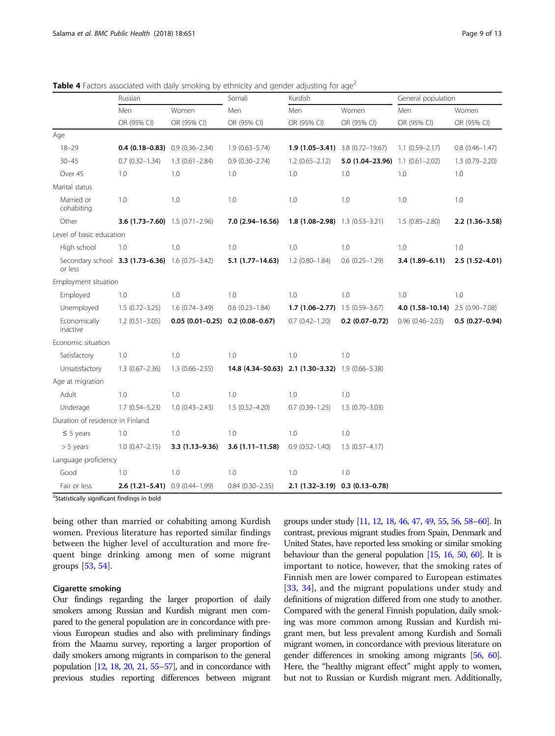**Table 4** Factors associated with daily smoking by ethnicity and gender adjusting for age[2]

| | Russian | | Somali | Kurdish | | General population | |
|---|---|---|---|---|---|---|---|
| | Men | Women | Men | Men | Women | Men | Women |
| | OR (95% CI) | OR (95% CI) | OR (95% CI) | OR (95% CI) | OR (95% CI) | OR (95% CI) | OR (95% CI) |
| **Age** | | | | | | | |
| 18–29 | **0.4 (0.18–0.83)** | 0.9 (0.36–2.34) | 1.9 (0.63–5.74) | **1.9 (1.05–3.41)** | 3.8 (0.72–19.67) | 1.1 (0.59–2.17) | 0.8 (0.46–1.47) |
| 30–45 | 0.7 (0.32–1.34) | 1.3 (0.61–2.84) | 0.9 (0.30–2.74) | 1.2 (0.65–2.12) | **5.0 (1.04–23.96)** | 1.1 (0.61–2.02) | 1.3 (0.79–2.20) |
| Over 45 | 1.0 | 1.0 | 1.0 | 1.0 | 1.0 | 1.0 | 1.0 |
| **Marital status** | | | | | | | |
| Married or cohabiting | 1.0 | 1.0 | 1.0 | 1.0 | 1.0 | 1.0 | 1.0 |
| Other | **3.6 (1.73–7.60)** | 1.5 (0.71–2.96) | **7.0 (2.94–16.56)** | **1.8 (1.08–2.98)** | 1.3 (0.53–3.21) | 1.5 (0.85–2.80) | **2.2 (1.36–3.58)** |
| **Level of basic education** | | | | | | | |
| High school | 1.0 | 1.0 | 1.0 | 1.0 | 1.0 | 1.0 | 1.0 |
| Secondary school or less | **3.3 (1.73–6.36)** | 1.6 (0.75–3.42) | **5.1 (1.77–14.63)** | 1.2 (0.80–1.84) | 0.6 (0.25–1.29) | **3.4 (1.89–6.11)** | **2.5 (1.52–4.01)** |
| **Employment situation** | | | | | | | |
| Employed | 1.0 | 1.0 | 1.0 | 1.0 | 1.0 | 1.0 | 1.0 |
| Unemployed | 1.5 (0.72–3.25) | 1.6 (0.74–3.49) | 0.6 (0.23–1.84) | **1.7 (1.06–2.77)** | 1.5 (0.59–3.67) | **4.0 (1.58–10.14)** | 2.5 (0.90–7.08) |
| Economically inactive | 1.2 (0.51–3.05) | **0.05 (0.01–0.25)** | **0.2 (0.08–0.67)** | 0.7 (0.42–1.20) | **0.2 (0.07–0.72)** | 0.96 (0.46–2.03) | **0.5 (0.27–0.94)** |
| **Economic situation** | | | | | | | |
| Satisfactory | 1.0 | 1.0 | 1.0 | 1.0 | 1.0 | | |
| Unsatisfactory | 1.3 (0.67–2.36) | 1.3 (0.66–2.55) | **14.8 (4.34–50.63)** | **2.1 (1.30–3.32)** | 1.9 (0.66–5.38) | | |
| **Age at migration** | | | | | | | |
| Adult | 1.0 | 1.0 | 1.0 | 1.0 | 1.0 | | |
| Underage | 1.7 (0.54–5.23) | 1.0 (0.43–2.43) | 1.5 (0.52–4.20) | 0.7 (0.39–1.25) | 1.5 (0.70–3.03) | | |
| **Duration of residence in Finland** | | | | | | | |
| ≤ 5 years | 1.0 | 1.0 | 1.0 | 1.0 | 1.0 | | |
| > 5 years | 1.0 (0.47–2.15) | **3.3 (1.13–9.36)** | **3.6 (1.11–11.58)** | 0.9 (0.52–1.40) | 1.5 (0.57–4.17) | | |
| **Language proficiency** | | | | | | | |
| Good | 1.0 | 1.0 | 1.0 | 1.0 | 1.0 | | |
| Fair or less | **2.6 (1.21–5.41)** | 0.9 (0.44–1.99) | 0.84 (0.30–2.35) | **2.1 (1.32–3.19)** | **0.3 (0.13–0.78)** | | |

[2]Statistically significant findings in bold

being other than married or cohabiting among Kurdish women. Previous literature has reported similar findings between the higher level of acculturation and more frequent binge drinking among men of some migrant groups [53, 54].

### Cigarette smoking

Our findings regarding the larger proportion of daily smokers among Russian and Kurdish migrant men compared to the general population are in concordance with previous European studies and also with preliminary findings from the Maamu survey, reporting a larger proportion of daily smokers among migrants in comparison to the general population [12, 18, 20, 21, 55–57], and in concordance with previous studies reporting differences between migrant groups under study [11, 12, 18, 46, 47, 49, 55, 56, 58–60]. In contrast, previous migrant studies from Spain, Denmark and United States, have reported less smoking or similar smoking behaviour than the general population [15, 16, 50, 60]. It is important to notice, however, that the smoking rates of Finnish men are lower compared to European estimates [33, 34], and the migrant populations under study and definitions of migration differed from one study to another. Compared with the general Finnish population, daily smoking was more common among Russian and Kurdish migrant men, but less prevalent among Kurdish and Somali migrant women, in concordance with previous literature on gender differences in smoking among migrants [56, 60]. Here, the "healthy migrant effect" might apply to women, but not to Russian or Kurdish migrant men. Additionally,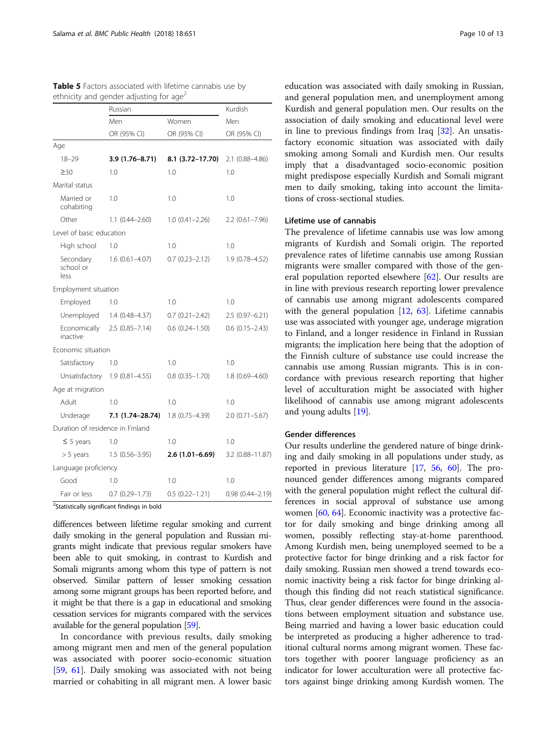**Table 5** Factors associated with lifetime cannabis use by ethnicity and gender adjusting for age[2]

| | Russian | | Kurdish |
|---|---|---|---|
| | Men | Women | Men |
| | OR (95% CI) | OR (95% CI) | OR (95% CI) |
| Age | | | |
| 18–29 | **3.9 (1.76–8.71)** | **8.1 (3.72–17.70)** | 2.1 (0.88–4.86) |
| ≥30 | 1.0 | 1.0 | 1.0 |
| Marital status | | | |
| Married or cohabiting | 1.0 | 1.0 | 1.0 |
| Other | 1.1 (0.44–2.60) | 1.0 (0.41–2.26) | 2.2 (0.61–7.96) |
| Level of basic education | | | |
| High school | 1.0 | 1.0 | 1.0 |
| Secondary school or less | 1.6 (0.61–4.07) | 0.7 (0.23–2.12) | 1.9 (0.78–4.52) |
| Employment situation | | | |
| Employed | 1.0 | 1.0 | 1.0 |
| Unemployed | 1.4 (0.48–4.37) | 0.7 (0.21–2.42) | 2.5 (0.97–6.21) |
| Economically inactive | 2.5 (0.85–7.14) | 0.6 (0.24–1.50) | 0.6 (0.15–2.43) |
| Economic situation | | | |
| Satisfactory | 1.0 | 1.0 | 1.0 |
| Unsatisfactory | 1.9 (0.81–4.55) | 0.8 (0.35–1.70) | 1.8 (0.69–4.60) |
| Age at migration | | | |
| Adult | 1.0 | 1.0 | 1.0 |
| Underage | **7.1 (1.74–28.74)** | 1.8 (0.75–4.39) | 2.0 (0.71–5.67) |
| Duration of residence in Finland | | | |
| ≤ 5 years | 1.0 | 1.0 | 1.0 |
| > 5 years | 1.5 (0.56–3.95) | **2.6 (1.01–6.69)** | 3.2 (0.88–11.87) |
| Language proficiency | | | |
| Good | 1.0 | 1.0 | 1.0 |
| Fair or less | 0.7 (0.29–1.73) | 0.5 (0.22–1.21) | 0.98 (0.44–2.19) |

[2]Statistically significant findings in bold

differences between lifetime regular smoking and current daily smoking in the general population and Russian migrants might indicate that previous regular smokers have been able to quit smoking, in contrast to Kurdish and Somali migrants among whom this type of pattern is not observed. Similar pattern of lesser smoking cessation among some migrant groups has been reported before, and it might be that there is a gap in educational and smoking cessation services for migrants compared with the services available for the general population [59].

In concordance with previous results, daily smoking among migrant men and men of the general population was associated with poorer socio-economic situation [59, 61]. Daily smoking was associated with not being married or cohabiting in all migrant men. A lower basic education was associated with daily smoking in Russian, and general population men, and unemployment among Kurdish and general population men. Our results on the association of daily smoking and educational level were in line to previous findings from Iraq [32]. An unsatisfactory economic situation was associated with daily smoking among Somali and Kurdish men. Our results imply that a disadvantaged socio-economic position might predispose especially Kurdish and Somali migrant men to daily smoking, taking into account the limitations of cross-sectional studies.

### Lifetime use of cannabis

The prevalence of lifetime cannabis use was low among migrants of Kurdish and Somali origin. The reported prevalence rates of lifetime cannabis use among Russian migrants were smaller compared with those of the general population reported elsewhere [62]. Our results are in line with previous research reporting lower prevalence of cannabis use among migrant adolescents compared with the general population [12, 63]. Lifetime cannabis use was associated with younger age, underage migration to Finland, and a longer residence in Finland in Russian migrants; the implication here being that the adoption of the Finnish culture of substance use could increase the cannabis use among Russian migrants. This is in concordance with previous research reporting that higher level of acculturation might be associated with higher likelihood of cannabis use among migrant adolescents and young adults [19].

### Gender differences

Our results underline the gendered nature of binge drinking and daily smoking in all populations under study, as reported in previous literature [17, 56, 60]. The pronounced gender differences among migrants compared with the general population might reflect the cultural differences in social approval of substance use among women [60, 64]. Economic inactivity was a protective factor for daily smoking and binge drinking among all women, possibly reflecting stay-at-home parenthood. Among Kurdish men, being unemployed seemed to be a protective factor for binge drinking and a risk factor for daily smoking. Russian men showed a trend towards economic inactivity being a risk factor for binge drinking although this finding did not reach statistical significance. Thus, clear gender differences were found in the associations between employment situation and substance use. Being married and having a lower basic education could be interpreted as producing a higher adherence to traditional cultural norms among migrant women. These factors together with poorer language proficiency as an indicator for lower acculturation were all protective factors against binge drinking among Kurdish women. The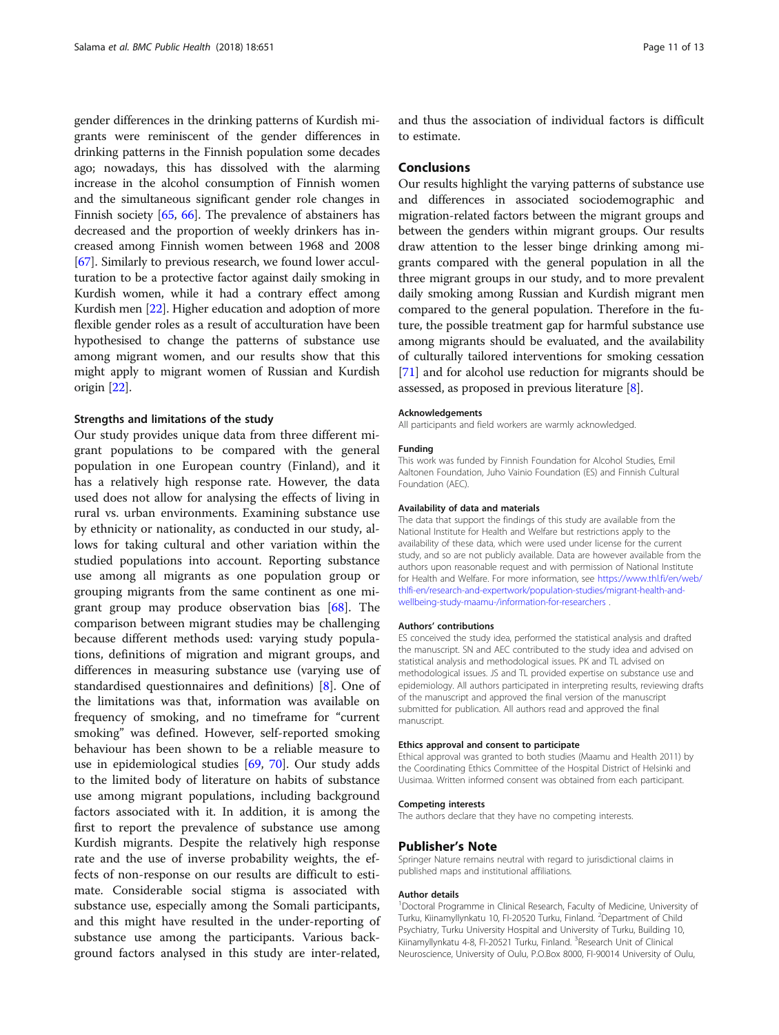gender differences in the drinking patterns of Kurdish migrants were reminiscent of the gender differences in drinking patterns in the Finnish population some decades ago; nowadays, this has dissolved with the alarming increase in the alcohol consumption of Finnish women and the simultaneous significant gender role changes in Finnish society [65, 66]. The prevalence of abstainers has decreased and the proportion of weekly drinkers has increased among Finnish women between 1968 and 2008 [67]. Similarly to previous research, we found lower acculturation to be a protective factor against daily smoking in Kurdish women, while it had a contrary effect among Kurdish men [22]. Higher education and adoption of more flexible gender roles as a result of acculturation have been hypothesised to change the patterns of substance use among migrant women, and our results show that this might apply to migrant women of Russian and Kurdish origin [22].

### Strengths and limitations of the study

Our study provides unique data from three different migrant populations to be compared with the general population in one European country (Finland), and it has a relatively high response rate. However, the data used does not allow for analysing the effects of living in rural vs. urban environments. Examining substance use by ethnicity or nationality, as conducted in our study, allows for taking cultural and other variation within the studied populations into account. Reporting substance use among all migrants as one population group or grouping migrants from the same continent as one migrant group may produce observation bias [68]. The comparison between migrant studies may be challenging because different methods used: varying study populations, definitions of migration and migrant groups, and differences in measuring substance use (varying use of standardised questionnaires and definitions) [8]. One of the limitations was that, information was available on frequency of smoking, and no timeframe for "current smoking" was defined. However, self-reported smoking behaviour has been shown to be a reliable measure to use in epidemiological studies [69, 70]. Our study adds to the limited body of literature on habits of substance use among migrant populations, including background factors associated with it. In addition, it is among the first to report the prevalence of substance use among Kurdish migrants. Despite the relatively high response rate and the use of inverse probability weights, the effects of non-response on our results are difficult to estimate. Considerable social stigma is associated with substance use, especially among the Somali participants, and this might have resulted in the under-reporting of substance use among the participants. Various background factors analysed in this study are inter-related, and thus the association of individual factors is difficult to estimate.

## Conclusions

Our results highlight the varying patterns of substance use and differences in associated sociodemographic and migration-related factors between the migrant groups and between the genders within migrant groups. Our results draw attention to the lesser binge drinking among migrants compared with the general population in all the three migrant groups in our study, and to more prevalent daily smoking among Russian and Kurdish migrant men compared to the general population. Therefore in the future, the possible treatment gap for harmful substance use among migrants should be evaluated, and the availability of culturally tailored interventions for smoking cessation [71] and for alcohol use reduction for migrants should be assessed, as proposed in previous literature [8].

#### Acknowledgements

All participants and field workers are warmly acknowledged.

#### Funding

This work was funded by Finnish Foundation for Alcohol Studies, Emil Aaltonen Foundation, Juho Vainio Foundation (ES) and Finnish Cultural Foundation (AEC).

#### Availability of data and materials

The data that support the findings of this study are available from the National Institute for Health and Welfare but restrictions apply to the availability of these data, which were used under license for the current study, and so are not publicly available. Data are however available from the authors upon reasonable request and with permission of National Institute for Health and Welfare. For more information, see https://www.thl.fi/en/web/thlfi-en/research-and-expertwork/population-studies/migrant-health-and-wellbeing-study-maamu-/information-for-researchers .

#### Authors' contributions

ES conceived the study idea, performed the statistical analysis and drafted the manuscript. SN and AEC contributed to the study idea and advised on statistical analysis and methodological issues. PK and TL advised on methodological issues. JS and TL provided expertise on substance use and epidemiology. All authors participated in interpreting results, reviewing drafts of the manuscript and approved the final version of the manuscript submitted for publication. All authors read and approved the final manuscript.

#### Ethics approval and consent to participate

Ethical approval was granted to both studies (Maamu and Health 2011) by the Coordinating Ethics Committee of the Hospital District of Helsinki and Uusimaa. Written informed consent was obtained from each participant.

#### Competing interests

The authors declare that they have no competing interests.

## Publisher's Note

Springer Nature remains neutral with regard to jurisdictional claims in published maps and institutional affiliations.

#### Author details

[1]Doctoral Programme in Clinical Research, Faculty of Medicine, University of Turku, Kiinamyllynkatu 10, FI-20520 Turku, Finland. [2]Department of Child Psychiatry, Turku University Hospital and University of Turku, Building 10, Kiinamyllynkatu 4-8, FI-20521 Turku, Finland. [3]Research Unit of Clinical Neuroscience, University of Oulu, P.O.Box 8000, FI-90014 University of Oulu,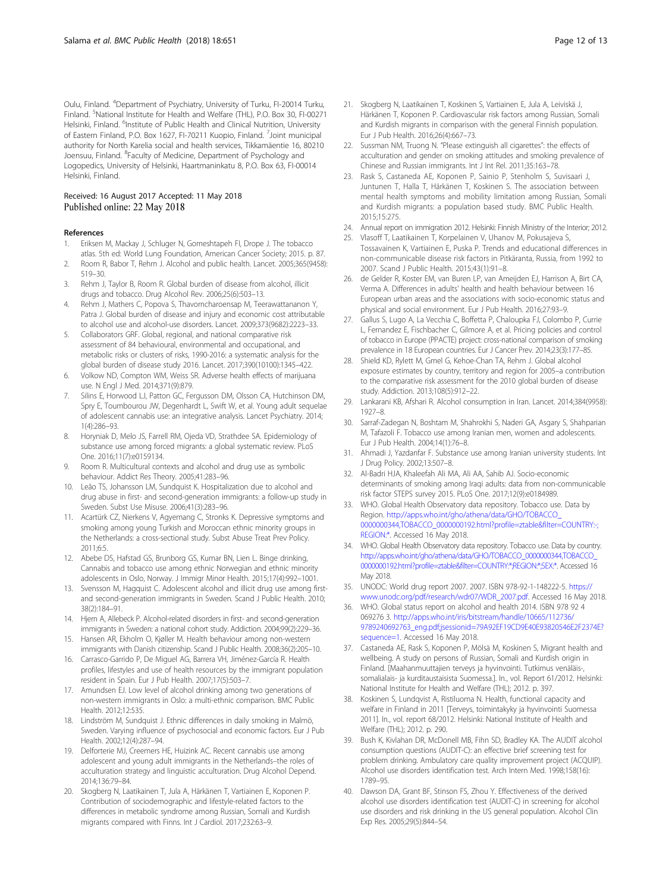Oulu, Finland. [4]Department of Psychiatry, University of Turku, FI-20014 Turku, Finland. [5]National Institute for Health and Welfare (THL), P.O. Box 30, FI-00271 Helsinki, Finland. [6]Institute of Public Health and Clinical Nutrition, University of Eastern Finland, P.O. Box 1627, FI-70211 Kuopio, Finland. [7]Joint municipal authority for North Karelia social and health services, Tikkamäentie 16, 80210 Joensuu, Finland. [8]Faculty of Medicine, Department of Psychology and Logopedics, University of Helsinki, Haartmaninkatu 8, P.O. Box 63, FI-00014 Helsinki, Finland.

Received: 16 August 2017 Accepted: 11 May 2018
Published online: 22 May 2018

## References

1. Eriksen M, Mackay J, Schluger N, Gomeshtapeh FI, Drope J. The tobacco atlas. 5th ed: World Lung Foundation, American Cancer Society; 2015. p. 87.
2. Room R, Babor T, Rehm J. Alcohol and public health. Lancet. 2005;365(9458): 519–30.
3. Rehm J, Taylor B, Room R. Global burden of disease from alcohol, illicit drugs and tobacco. Drug Alcohol Rev. 2006;25(6):503–13.
4. Rehm J, Mathers C, Popova S, Thavorncharoensap M, Teerawattananon Y, Patra J. Global burden of disease and injury and economic cost attributable to alcohol use and alcohol-use disorders. Lancet. 2009;373(9682):2223–33.
5. Collaborators GRF. Global, regional, and national comparative risk assessment of 84 behavioural, environmental and occupational, and metabolic risks or clusters of risks, 1990-2016: a systematic analysis for the global burden of disease study 2016. Lancet. 2017;390(10100):1345–422.
6. Volkow ND, Compton WM, Weiss SR. Adverse health effects of marijuana use. N Engl J Med. 2014;371(9):879.
7. Silins E, Horwood LJ, Patton GC, Fergusson DM, Olsson CA, Hutchinson DM, Spry E, Toumbourou JW, Degenhardt L, Swift W, et al. Young adult sequelae of adolescent cannabis use: an integrative analysis. Lancet Psychiatry. 2014; 1(4):286–93.
8. Horyniak D, Melo JS, Farrell RM, Ojeda VD, Strathdee SA. Epidemiology of substance use among forced migrants: a global systematic review. PLoS One. 2016;11(7):e0159134.
9. Room R. Multicultural contexts and alcohol and drug use as symbolic behaviour. Addict Res Theory. 2005;41:283–96.
10. Leão TS, Johansson LM, Sundquist K. Hospitalization due to alcohol and drug abuse in first- and second-generation immigrants: a follow-up study in Sweden. Subst Use Misuse. 2006;41(3):283–96.
11. Acartürk CZ, Nierkens V, Agyemang C, Stronks K. Depressive symptoms and smoking among young Turkish and Moroccan ethnic minority groups in the Netherlands: a cross-sectional study. Subst Abuse Treat Prev Policy. 2011;6:5.
12. Abebe DS, Hafstad GS, Brunborg GS, Kumar BN, Lien L. Binge drinking, Cannabis and tobacco use among ethnic Norwegian and ethnic minority adolescents in Oslo, Norway. J Immigr Minor Health. 2015;17(4):992–1001.
13. Svensson M, Hagquist C. Adolescent alcohol and illicit drug use among first- and second-generation immigrants in Sweden. Scand J Public Health. 2010; 38(2):184–91.
14. Hjern A, Allebeck P. Alcohol-related disorders in first- and second-generation immigrants in Sweden: a national cohort study. Addiction. 2004;99(2):229–36.
15. Hansen AR, Ekholm O, Kjøller M. Health behaviour among non-western immigrants with Danish citizenship. Scand J Public Health. 2008;36(2):205–10.
16. Carrasco-Garrido P, De Miguel AG, Barrera VH, Jiménez-García R. Health profiles, lifestyles and use of health resources by the immigrant population resident in Spain. Eur J Pub Health. 2007;17(5):503–7.
17. Amundsen EJ. Low level of alcohol drinking among two generations of non-western immigrants in Oslo: a multi-ethnic comparison. BMC Public Health. 2012;12:535.
18. Lindström M, Sundquist J. Ethnic differences in daily smoking in Malmö, Sweden. Varying influence of psychosocial and economic factors. Eur J Pub Health. 2002;12(4):287–94.
19. Delforterie MJ, Creemers HE, Huizink AC. Recent cannabis use among adolescent and young adult immigrants in the Netherlands–the roles of acculturation strategy and linguistic acculturation. Drug Alcohol Depend. 2014;136:79–84.
20. Skogberg N, Laatikainen T, Jula A, Härkänen T, Vartiainen E, Koponen P. Contribution of sociodemographic and lifestyle-related factors to the differences in metabolic syndrome among Russian, Somali and Kurdish migrants compared with Finns. Int J Cardiol. 2017;232:63–9.
21. Skogberg N, Laatikainen T, Koskinen S, Vartiainen E, Jula A, Leiviskä J, Härkänen T, Koponen P. Cardiovascular risk factors among Russian, Somali and Kurdish migrants in comparison with the general Finnish population. Eur J Pub Health. 2016;26(4):667–73.
22. Sussman NM, Truong N. "Please extinguish all cigarettes": the effects of acculturation and gender on smoking attitudes and smoking prevalence of Chinese and Russian immigrants. Int J Int Rel. 2011;35:163–78.
23. Rask S, Castaneda AE, Koponen P, Sainio P, Stenholm S, Suvisaari J, Juntunen T, Halla T, Härkänen T, Koskinen S. The association between mental health symptoms and mobility limitation among Russian, Somali and Kurdish migrants: a population based study. BMC Public Health. 2015;15:275.
24. Annual report on immigration 2012. Helsinki: Finnish Ministry of the Interior; 2012.
25. Vlasoff T, Laatikainen T, Korpelainen V, Uhanov M, Pokusajeva S, Tossavainen K, Vartiainen E, Puska P. Trends and educational differences in non-communicable disease risk factors in Pitkäranta, Russia, from 1992 to 2007. Scand J Public Health. 2015;43(1):91–8.
26. de Gelder R, Koster EM, van Buren LP, van Ameijden EJ, Harrison A, Birt CA, Verma A. Differences in adults' health and health behaviour between 16 European urban areas and the associations with socio-economic status and physical and social environment. Eur J Pub Health. 2016;27:93–9.
27. Gallus S, Lugo A, La Vecchia C, Boffetta P, Chaloupka FJ, Colombo P, Currie L, Fernandez E, Fischbacher C, Gilmore A, et al. Pricing policies and control of tobacco in Europe (PPACTE) project: cross-national comparison of smoking prevalence in 18 European countries. Eur J Cancer Prev. 2014;23(3):177–85.
28. Shield KD, Rylett M, Gmel G, Kehoe-Chan TA, Rehm J. Global alcohol exposure estimates by country, territory and region for 2005–a contribution to the comparative risk assessment for the 2010 global burden of disease study. Addiction. 2013;108(5):912–22.
29. Lankarani KB, Afshari R. Alcohol consumption in Iran. Lancet. 2014;384(9958): 1927–8.
30. Sarraf-Zadegan N, Boshtam M, Shahrokhi S, Naderi GA, Asgary S, Shahparian M, Tafazoli F. Tobacco use among Iranian men, women and adolescents. Eur J Pub Health. 2004;14(1):76–8.
31. Ahmadi J, Yazdanfar F. Substance use among Iranian university students. Int J Drug Policy. 2002;13:507–8.
32. Al-Badri HJA, Khaleefah Ali MA, Ali AA, Sahib AJ. Socio-economic determinants of smoking among Iraqi adults: data from non-communicable risk factor STEPS survey 2015. PLoS One. 2017;12(9):e0184989.
33. WHO. Global Health Observatory data repository. Tobacco use. Data by Region. http://apps.who.int/gho/athena/data/GHO/TOBACCO_0000000344,TOBACCO_0000000192.html?profile=ztable&filter=COUNTRY:-;REGION:*. Accessed 16 May 2018.
34. WHO. Global Health Observatory data repository. Tobacco use. Data by country. http://apps.who.int/gho/athena/data/GHO/TOBACCO_0000000344,TOBACCO_0000000192.html?profile=ztable&filter=COUNTRY:*;REGION:*;SEX:*. Accessed 16 May 2018.
35. UNODC: World drug report 2007. 2007. ISBN 978-92-1-148222-5. https://www.unodc.org/pdf/research/wdr07/WDR_2007.pdf. Accessed 16 May 2018.
36. WHO. Global status report on alcohol and health 2014. ISBN 978 92 4 069276 3. http://apps.who.int/iris/bitstream/handle/10665/112736/9789240692763_eng.pdf;jsessionid=79A92EF19CD9E40E93820546E2F2374E?sequence=1. Accessed 16 May 2018.
37. Castaneda AE, Rask S, Koponen P, Mölsä M, Koskinen S, Migrant health and wellbeing. A study on persons of Russian, Somali and Kurdish origin in Finland. [Maahanmuuttajien terveys ja hyvinvointi. Tutkimus venäläis-, somalialais- ja kurditaustaisista Suomessa.]. In., vol. Report 61/2012. Helsinki: National Institute for Health and Welfare (THL); 2012. p. 397.
38. Koskinen S, Lundqvist A, Ristiluoma N. Health, functional capacity and welfare in Finland in 2011 [Terveys, toimintakyky ja hyvinvointi Suomessa 2011]. In., vol. report 68/2012. Helsinki: National Institute of Health and Welfare (THL); 2012. p. 290.
39. Bush K, Kivlahan DR, McDonell MB, Fihn SD, Bradley KA. The AUDIT alcohol consumption questions (AUDIT-C): an effective brief screening test for problem drinking. Ambulatory care quality improvement project (ACQUIP). Alcohol use disorders identification test. Arch Intern Med. 1998;158(16): 1789–95.
40. Dawson DA, Grant BF, Stinson FS, Zhou Y. Effectiveness of the derived alcohol use disorders identification test (AUDIT-C) in screening for alcohol use disorders and risk drinking in the US general population. Alcohol Clin Exp Res. 2005;29(5):844–54.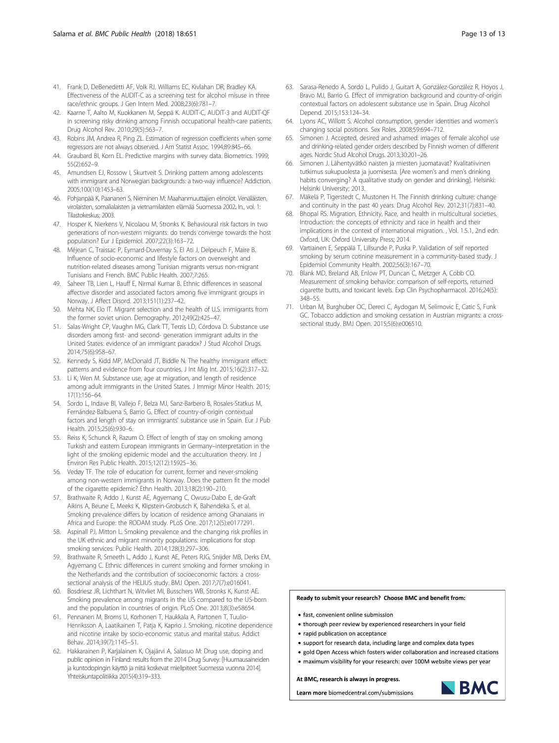41. Frank D, DeBenedetti AF, Volk RJ, Williams EC, Kivlahan DR, Bradley KA. Effectiveness of the AUDIT-C as a screening test for alcohol misuse in three race/ethnic groups. J Gen Intern Med. 2008;23(6):781–7.
42. Kaarne T, Aalto M, Kuokkanen M, Seppä K. AUDIT-C, AUDIT-3 and AUDIT-QF in screening risky drinking among Finnish occupational health-care patients. Drug Alcohol Rev. 2010;29(5):563–7.
43. Robins JM, Andrea R, Ping ZL. Estimation of regression coefficients when some regressors are not always observed. J Am Statist Assoc. 1994;89:845–66.
44. Graubard BI, Korn EL. Predictive margins with survey data. Biometrics. 1999; 55(2):652–9.
45. Amundsen EJ, Rossow I, Skurtveit S. Drinking pattern among adolescents with immigrant and Norwegian backgrounds: a two-way influence? Addiction. 2005;100(10):1453–63.
46. Pohjanpää K, Paananen S, Nieminen M: Maahanmuuttajien elinolot. Venäläisten, virolaisten, somalialaisten ja vietnamilaisten elämää Suomessa 2002. In., vol. 1: Tilastokeskus; 2003.
47. Hosper K, Nierkens V, Nicolaou M, Stronks K. Behavioural risk factors in two generations of non-western migrants: do trends converge towards the host population? Eur J Epidemiol. 2007;22(3):163–72.
48. Méjean C, Traissac P, Eymard-Duvernay S, El Ati J, Delpeuch F, Maire B. Influence of socio-economic and lifestyle factors on overweight and nutrition-related diseases among Tunisian migrants versus non-migrant Tunisians and French. BMC Public Health. 2007;7:265.
49. Saheer TB, Lien L, Hauff E, Nirmal Kumar B. Ethnic differences in seasonal affective disorder and associated factors among five immigrant groups in Norway. J Affect Disord. 2013;151(1):237–42.
50. Mehta NK, Elo IT. Migrant selection and the health of U.S. immigrants from the former soviet union. Demography. 2012;49(2):425–47.
51. Salas-Wright CP, Vaughn MG, Clark TT, Terzis LD, Córdova D. Substance use disorders among first- and second- generation immigrant adults in the United States: evidence of an immigrant paradox? J Stud Alcohol Drugs. 2014;75(6):958–67.
52. Kennedy S, Kidd MP, McDonald JT, Biddle N. The healthy immigrant effect: patterns and evidence from four countries. J Int Mig Int. 2015;16(2):317–32.
53. Li K, Wen M. Substance use, age at migration, and length of residence among adult immigrants in the United States. J Immigr Minor Health. 2015; 17(1):156–64.
54. Sordo L, Indave BI, Vallejo F, Belza MJ, Sanz-Barbero B, Rosales-Statkus M, Fernández-Balbuena S, Barrio G. Effect of country-of-origin contextual factors and length of stay on immigrants' substance use in Spain. Eur J Pub Health. 2015;25(6):930–6.
55. Reiss K, Schunck R, Razum O. Effect of length of stay on smoking among Turkish and eastern European immigrants in Germany–interpretation in the light of the smoking epidemic model and the acculturation theory. Int J Environ Res Public Health. 2015;12(12):15925–36.
56. Vedøy TF. The role of education for current, former and never-smoking among non-western immigrants in Norway. Does the pattern fit the model of the cigarette epidemic? Ethn Health. 2013;18(2):190–210.
57. Brathwaite R, Addo J, Kunst AE, Agyemang C, Owusu-Dabo E, de-Graft Aikins A, Beune E, Meeks K, Klipstein-Grobusch K, Bahendeka S, et al. Smoking prevalence differs by location of residence among Ghanaians in Africa and Europe: the RODAM study. PLoS One. 2017;12(5):e0177291.
58. Aspinall PJ, Mitton L. Smoking prevalence and the changing risk profiles in the UK ethnic and migrant minority populations: implications for stop smoking services. Public Health. 2014;128(3):297–306.
59. Brathwaite R, Smeeth L, Addo J, Kunst AE, Peters RJG, Snijder MB, Derks EM, Agyemang C. Ethnic differences in current smoking and former smoking in the Netherlands and the contribution of socioeconomic factors: a cross-sectional analysis of the HELIUS study. BMJ Open. 2017;7(7):e016041.
60. Bosdriesz JR, Lichthart N, Witvliet MI, Busschers WB, Stronks K, Kunst AE. Smoking prevalence among migrants in the US compared to the US-born and the population in countries of origin. PLoS One. 2013;8(3):e58654.
61. Pennanen M, Broms U, Korhonen T, Haukkala A, Partonen T, Tuulio-Henriksson A, Laatikainen T, Patja K, Kaprio J. Smoking, nicotine dependence and nicotine intake by socio-economic status and marital status. Addict Behav. 2014;39(7):1145–51.
62. Hakkarainen P, Karjalainen K, Ojajärvi A, Salasuo M: Drug use, doping and public opinion in Finland: results from the 2014 Drug Survey. [Huumausaineiden ja kuntodopingin käyttö ja niitä koskevat mielipiteet Suomessa vuonna 2014]. Yhteiskuntapolitiikka 2015(4):319–333.
63. Sarasa-Renedo A, Sordo L, Pulido J, Guitart A, González-González R, Hoyos J, Bravo MJ, Barrio G. Effect of immigration background and country-of-origin contextual factors on adolescent substance use in Spain. Drug Alcohol Depend. 2015;153:124–34.
64. Lyons AC, Willott S. Alcohol consumption, gender identities and women's changing social positions. Sex Roles. 2008;59:694–712.
65. Simonen J. Accepted, desired and ashamed: images of female alcohol use and drinking-related gender orders described by Finnish women of different ages. Nordic Stud Alcohol Drugs. 2013;30:201–26.
66. Simonen J. Lähentyvätkö naisten ja miesten juomatavat? Kvalitatiivinen tutkimus sukupuolesta ja juomisesta. [Are women's and men's drinking habits converging? A qualitative study on gender and drinking]. Helsinki: Helsinki University; 2013.
67. Mäkelä P, Tigerstedt C, Mustonen H. The Finnish drinking culture: change and continuity in the past 40 years. Drug Alcohol Rev. 2012;31(7):831–40.
68. Bhopal RS. Migration, Ethnicity, Race, and health in multicultural societies. Introduction: the concepts of ethnicity and race in health and their implications in the context of international migration. , Vol. 1.5.1, 2nd edn. Oxford, UK: Oxford University Press; 2014.
69. Vartiainen E, Seppälä T, Lillsunde P, Puska P. Validation of self reported smoking by serum cotinine measurement in a community-based study. J Epidemiol Community Health. 2002;56(3):167–70.
70. Blank MD, Breland AB, Enlow PT, Duncan C, Metzger A, Cobb CO. Measurement of smoking behavior: comparison of self-reports, returned cigarette butts, and toxicant levels. Exp Clin Psychopharmacol. 2016;24(5): 348–55.
71. Urban M, Burghuber OC, Dereci C, Aydogan M, Selimovic E, Catic S, Funk GC. Tobacco addiction and smoking cessation in Austrian migrants: a cross-sectional study. BMJ Open. 2015;5(6):e006510.

**Ready to submit your research? Choose BMC and benefit from:**

- fast, convenient online submission
- thorough peer review by experienced researchers in your field
- rapid publication on acceptance
- support for research data, including large and complex data types
- gold Open Access which fosters wider collaboration and increased citations
- maximum visibility for your research: over 100M website views per year

**At BMC, research is always in progress.**

**Learn more** biomedcentral.com/submissions